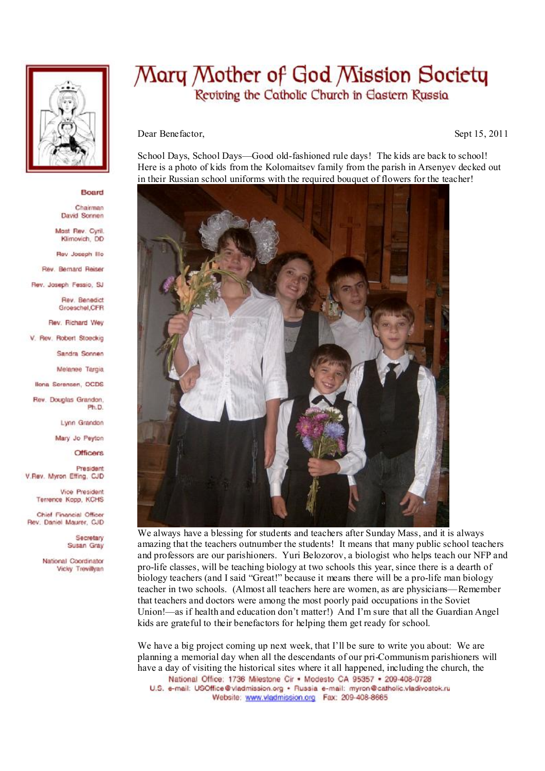# Mary Mother of God Mission Society

## Reviving the Catholic Church in Eastern Russia

**Board**

Chairman
David Sonnen

Most Rev. Cyril Klimovich, DD

Rev Joseph Illo

Rev. Bernard Reiser

Rev. Joseph Fessio, SJ

Rev. Benedict Groeschel, CFR

Rev. Richard Wey

V. Rev. Robert Stoeckig

Sandra Sonnen

Melanee Targia

Ilona Sorensen, OCDS

Rev. Douglas Grandon, Ph.D.

Lynn Grandon

Mary Jo Peyton

**Officers**

President
V.Rev. Myron Effing, CJD

Vice President
Terrence Kopp, KCHS

Chief Financial Officer
Rev. Daniel Maurer, CJD

Secretary
Susan Gray

National Coordinator
Vicky Trevillyan

Dear Benefactor, Sept 15, 2011

School Days, School Days—Good old-fashioned rule days! The kids are back to school! Here is a photo of kids from the Kolomaitsev family from the parish in Arsenyev decked out in their Russian school uniforms with the required bouquet of flowers for the teacher!

We always have a blessing for students and teachers after Sunday Mass, and it is always amazing that the teachers outnumber the students! It means that many public school teachers and professors are our parishioners. Yuri Belozorov, a biologist who helps teach our NFP and pro-life classes, will be teaching biology at two schools this year, since there is a dearth of biology teachers (and I said "Great!" because it means there will be a pro-life man biology teacher in two schools. (Almost all teachers here are women, as are physicians—Remember that teachers and doctors were among the most poorly paid occupations in the Soviet Union!—as if health and education don't matter!) And I'm sure that all the Guardian Angel kids are grateful to their benefactors for helping them get ready for school.

We have a big project coming up next week, that I'll be sure to write you about: We are planning a memorial day when all the descendants of our pri-Communism parishioners will have a day of visiting the historical sites where it all happened, including the church, the

National Office: 1736 Milestone Cir • Modesto CA 95357 • 209-408-0728
U.S. e-mail: USOffice@vladmission.org • Russia e-mail: myron@catholic.vladivostok.ru
Website: www.vladmission.org Fax: 209-408-8665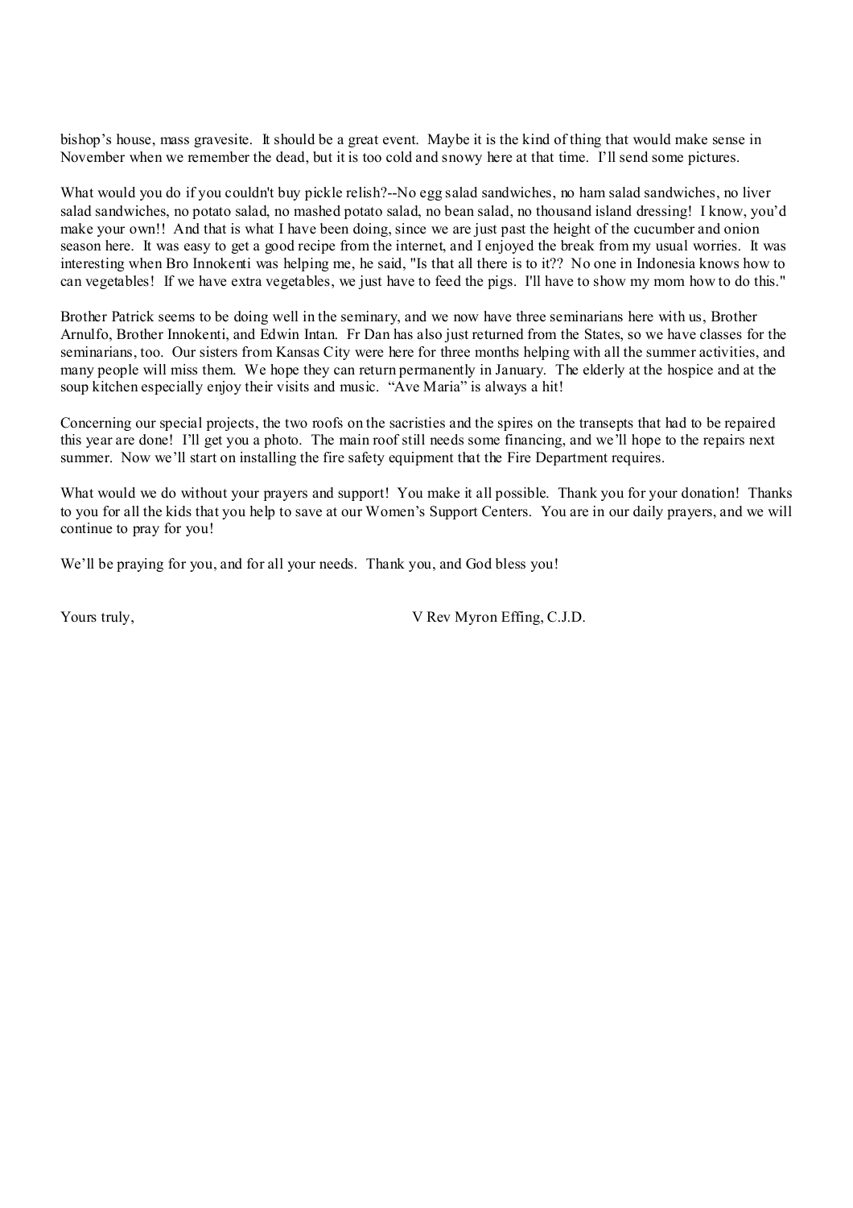bishop's house, mass gravesite. It should be a great event. Maybe it is the kind of thing that would make sense in November when we remember the dead, but it is too cold and snowy here at that time. I'll send some pictures.

What would you do if you couldn't buy pickle relish?--No egg salad sandwiches, no ham salad sandwiches, no liver salad sandwiches, no potato salad, no mashed potato salad, no bean salad, no thousand island dressing! I know, you'd make your own!! And that is what I have been doing, since we are just past the height of the cucumber and onion season here. It was easy to get a good recipe from the internet, and I enjoyed the break from my usual worries. It was interesting when Bro Innokenti was helping me, he said, "Is that all there is to it?? No one in Indonesia knows how to can vegetables! If we have extra vegetables, we just have to feed the pigs. I'll have to show my mom how to do this."

Brother Patrick seems to be doing well in the seminary, and we now have three seminarians here with us, Brother Arnulfo, Brother Innokenti, and Edwin Intan. Fr Dan has also just returned from the States, so we have classes for the seminarians, too. Our sisters from Kansas City were here for three months helping with all the summer activities, and many people will miss them. We hope they can return permanently in January. The elderly at the hospice and at the soup kitchen especially enjoy their visits and music. "Ave Maria" is always a hit!

Concerning our special projects, the two roofs on the sacristies and the spires on the transepts that had to be repaired this year are done! I'll get you a photo. The main roof still needs some financing, and we'll hope to the repairs next summer. Now we'll start on installing the fire safety equipment that the Fire Department requires.

What would we do without your prayers and support! You make it all possible. Thank you for your donation! Thanks to you for all the kids that you help to save at our Women's Support Centers. You are in our daily prayers, and we will continue to pray for you!

We'll be praying for you, and for all your needs. Thank you, and God bless you!

Yours truly, V Rev Myron Effing, C.J.D.